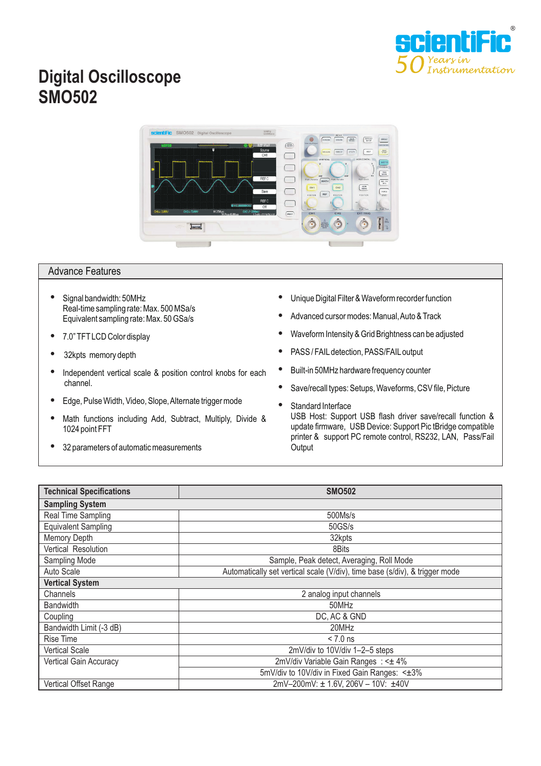# Digital Oscilloscope
# SMO502

## Advance Features

- Signal bandwidth: 50MHz
  Real-time sampling rate: Max. 500 MSa/s
  Equivalent sampling rate: Max. 50 GSa/s
- 7.0" TFT LCD Color display
- 32kpts memory depth
- Independent vertical scale & position control knobs for each channel.
- Edge, Pulse Width, Video, Slope, Alternate trigger mode
- Math functions including Add, Subtract, Multiply, Divide & 1024 point FFT
- 32 parameters of automatic measurements
- Unique Digital Filter & Waveform recorder function
- Advanced cursor modes: Manual, Auto & Track
- Waveform Intensity & Grid Brightness can be adjusted
- PASS / FAIL detection, PASS/FAIL output
- Built-in 50MHz hardware frequency counter
- Save/recall types: Setups, Waveforms, CSV file, Picture
- Standard Interface
  USB Host: Support USB flash driver save/recall function & update firmware, USB Device: Support Pic tBridge compatible printer & support PC remote control, RS232, LAN, Pass/Fail Output

| Technical Specifications | SMO502 |
|---|---|
| **Sampling System** | |
| Real Time Sampling | 500Ms/s |
| Equivalent Sampling | 50GS/s |
| Memory Depth | 32kpts |
| Vertical Resolution | 8Bits |
| Sampling Mode | Sample, Peak detect, Averaging, Roll Mode |
| Auto Scale | Automatically set vertical scale (V/div), time base (s/div), & trigger mode |
| **Vertical System** | |
| Channels | 2 analog input channels |
| Bandwidth | 50MHz |
| Coupling | DC, AC & GND |
| Bandwidth Limit (-3 dB) | 20MHz |
| Rise Time | < 7.0 ns |
| Vertical Scale | 2mV/div to 10V/div 1–2–5 steps |
| Vertical Gain Accuracy | 2mV/div Variable Gain Ranges : <± 4% |
| | 5mV/div to 10V/div in Fixed Gain Ranges: <±3% |
| Vertical Offset Range | 2mV–200mV: ± 1.6V, 206V – 10V: ±40V |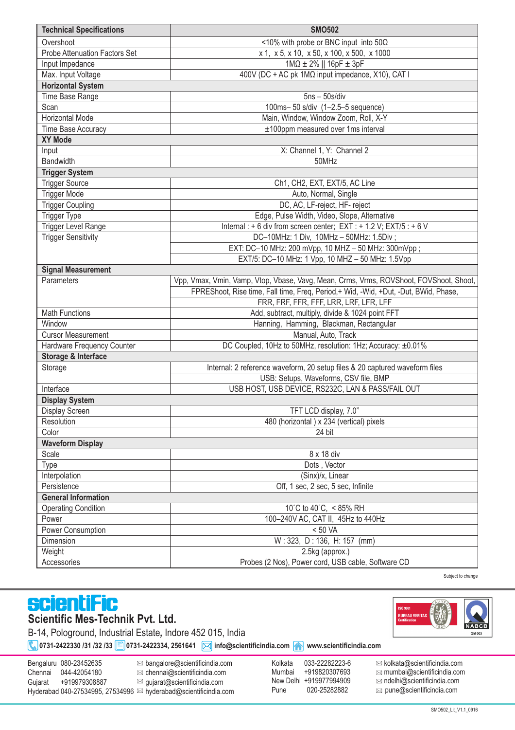| Technical Specifications | SMO502 |
|---|---|
| Overshoot | <10% with probe or BNC input into 50Ω |
| Probe Attenuation Factors Set | x 1, x 5, x 10, x 50, x 100, x 500, x 1000 |
| Input Impedance | 1MΩ ± 2% \|\| 16pF ± 3pF |
| Max. Input Voltage | 400V (DC + AC pk 1MΩ input impedance, X10), CAT I |
| **Horizontal System** | |
| Time Base Range | 5ns – 50s/div |
| Scan | 100ms– 50 s/div (1–2.5–5 sequence) |
| Horizontal Mode | Main, Window, Window Zoom, Roll, X-Y |
| Time Base Accuracy | ±100ppm measured over 1ms interval |
| **XY Mode** | |
| Input | X: Channel 1, Y: Channel 2 |
| Bandwidth | 50MHz |
| **Trigger System** | |
| Trigger Source | Ch1, CH2, EXT, EXT/5, AC Line |
| Trigger Mode | Auto, Normal, Single |
| Trigger Coupling | DC, AC, LF-reject, HF- reject |
| Trigger Type | Edge, Pulse Width, Video, Slope, Alternative |
| Trigger Level Range | Internal : + 6 div from screen center; EXT : + 1.2 V; EXT/5 : + 6 V |
| Trigger Sensitivity | DC–10MHz: 1 Div, 10MHz – 50MHz: 1.5Div ; |
| | EXT: DC–10 MHz: 200 mVpp, 10 MHZ – 50 MHz: 300mVpp ; |
| | EXT/5: DC–10 MHz: 1 Vpp, 10 MHZ – 50 MHz: 1.5Vpp |
| **Signal Measurement** | |
| Parameters | Vpp, Vmax, Vmin, Vamp, Vtop, Vbase, Vavg, Mean, Crms, Vrms, ROVShoot, FOVShoot, Shoot, |
| | FPREShoot, Rise time, Fall time, Freq, Period,+ Wid, -Wid, +Dut, -Dut, BWid, Phase, |
| | FRR, FRF, FFR, FFF, LRR, LRF, LFR, LFF |
| Math Functions | Add, subtract, multiply, divide & 1024 point FFT |
| Window | Hanning, Hamming, Blackman, Rectangular |
| Cursor Measurement | Manual, Auto, Track |
| Hardware Frequency Counter | DC Coupled, 10Hz to 50MHz, resolution: 1Hz; Accuracy: ±0.01% |
| **Storage & Interface** | |
| Storage | Internal: 2 reference waveform, 20 setup files & 20 captured waveform files |
| | USB: Setups, Waveforms, CSV file, BMP |
| Interface | USB HOST, USB DEVICE, RS232C, LAN & PASS/FAIL OUT |
| **Display System** | |
| Display Screen | TFT LCD display, 7.0” |
| Resolution | 480 (horizontal ) x 234 (vertical) pixels |
| Color | 24 bit |
| **Waveform Display** | |
| Scale | 8 x 18 div |
| Type | Dots , Vector |
| Interpolation | (Sinx)/x, Linear |
| Persistence | Off, 1 sec, 2 sec, 5 sec, Infinite |
| **General Information** | |
| Operating Condition | 10˚C to 40˚C, < 85% RH |
| Power | 100–240V AC, CAT II, 45Hz to 440Hz |
| Power Consumption | < 50 VA |
| Dimension | W : 323, D : 136, H: 157 (mm) |
| Weight | 2.5kg (approx.) |
| Accessories | Probes (2 Nos), Power cord, USB cable, Software CD |

Subject to change

**scientiFic**

**Scientific Mes-Technik Pvt. Ltd.**

B-14, Pologround, Industrial Estate, Indore 452 015, India

**0731-2422330 /31 /32 /33** **0731-2422334, 2561641** **info@scientificindia.com** **www.scientificindia.com**

ISO 9001 BUREAU VERITAS Certification — NABCB QM 003

Bengaluru 080-23452635 bangalore@scientificindia.com
Chennai 044-42054180 chennai@scientificindia.com
Gujarat +919979308887 gujarat@scientificindia.com
Hyderabad 040-27534995, 27534996 hyderabad@scientificindia.com

Kolkata 033-22282223-6 kolkata@scientificindia.com
Mumbai +919820307693 mumbai@scientificindia.com
New Delhi +919777994909 ndelhi@scientificindia.com
Pune 020-25282882 pune@scientificindia.com

SMO502_Lit_V1.1_0916